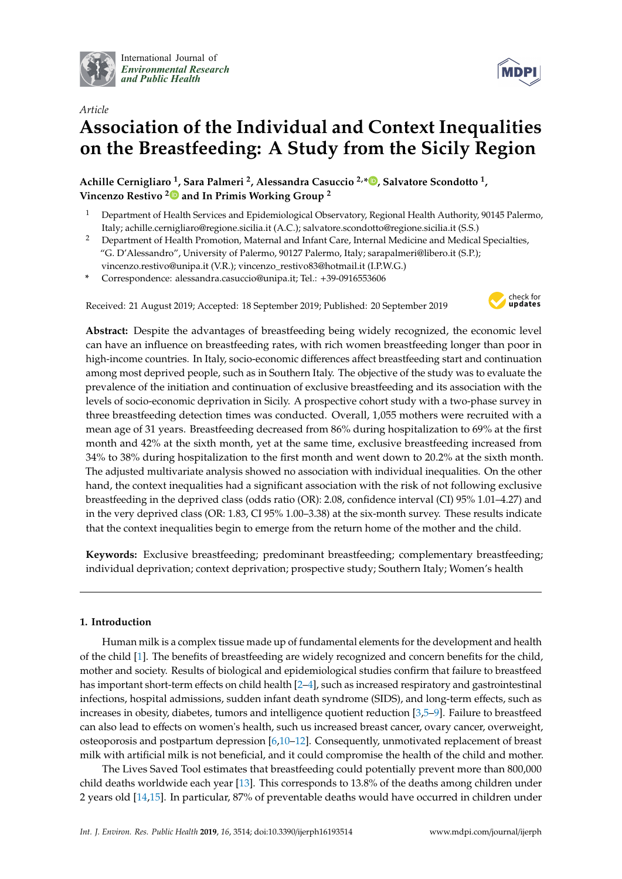*Article*

# Association of the Individual and Context Inequalities on the Breastfeeding: A Study from the Sicily Region

**Achille Cernigliaro [1], Sara Palmeri [2], Alessandra Casuccio [2,*], Salvatore Scondotto [1], Vincenzo Restivo [2] and In Primis Working Group [2]**

[1] Department of Health Services and Epidemiological Observatory, Regional Health Authority, 90145 Palermo, Italy; achille.cernigliaro@regione.sicilia.it (A.C.); salvatore.scondotto@regione.sicilia.it (S.S.)

[2] Department of Health Promotion, Maternal and Infant Care, Internal Medicine and Medical Specialties, "G. D'Alessandro", University of Palermo, 90127 Palermo, Italy; sarapalmeri@libero.it (S.P.); vincenzo.restivo@unipa.it (V.R.); vincenzo_restivo83@hotmail.it (I.P.W.G.)

* Correspondence: alessandra.casuccio@unipa.it; Tel.: +39-0916553606

Received: 21 August 2019; Accepted: 18 September 2019; Published: 20 September 2019

**Abstract:** Despite the advantages of breastfeeding being widely recognized, the economic level can have an influence on breastfeeding rates, with rich women breastfeeding longer than poor in high-income countries. In Italy, socio-economic differences affect breastfeeding start and continuation among most deprived people, such as in Southern Italy. The objective of the study was to evaluate the prevalence of the initiation and continuation of exclusive breastfeeding and its association with the levels of socio-economic deprivation in Sicily. A prospective cohort study with a two-phase survey in three breastfeeding detection times was conducted. Overall, 1,055 mothers were recruited with a mean age of 31 years. Breastfeeding decreased from 86% during hospitalization to 69% at the first month and 42% at the sixth month, yet at the same time, exclusive breastfeeding increased from 34% to 38% during hospitalization to the first month and went down to 20.2% at the sixth month. The adjusted multivariate analysis showed no association with individual inequalities. On the other hand, the context inequalities had a significant association with the risk of not following exclusive breastfeeding in the deprived class (odds ratio (OR): 2.08, confidence interval (CI) 95% 1.01–4.27) and in the very deprived class (OR: 1.83, CI 95% 1.00–3.38) at the six-month survey. These results indicate that the context inequalities begin to emerge from the return home of the mother and the child.

**Keywords:** Exclusive breastfeeding; predominant breastfeeding; complementary breastfeeding; individual deprivation; context deprivation; prospective study; Southern Italy; Women's health

## 1. Introduction

Human milk is a complex tissue made up of fundamental elements for the development and health of the child [1]. The benefits of breastfeeding are widely recognized and concern benefits for the child, mother and society. Results of biological and epidemiological studies confirm that failure to breastfeed has important short-term effects on child health [2–4], such as increased respiratory and gastrointestinal infections, hospital admissions, sudden infant death syndrome (SIDS), and long-term effects, such as increases in obesity, diabetes, tumors and intelligence quotient reduction [3,5–9]. Failure to breastfeed can also lead to effects on women's health, such us increased breast cancer, ovary cancer, overweight, osteoporosis and postpartum depression [6,10–12]. Consequently, unmotivated replacement of breast milk with artificial milk is not beneficial, and it could compromise the health of the child and mother.

The Lives Saved Tool estimates that breastfeeding could potentially prevent more than 800,000 child deaths worldwide each year [13]. This corresponds to 13.8% of the deaths among children under 2 years old [14,15]. In particular, 87% of preventable deaths would have occurred in children under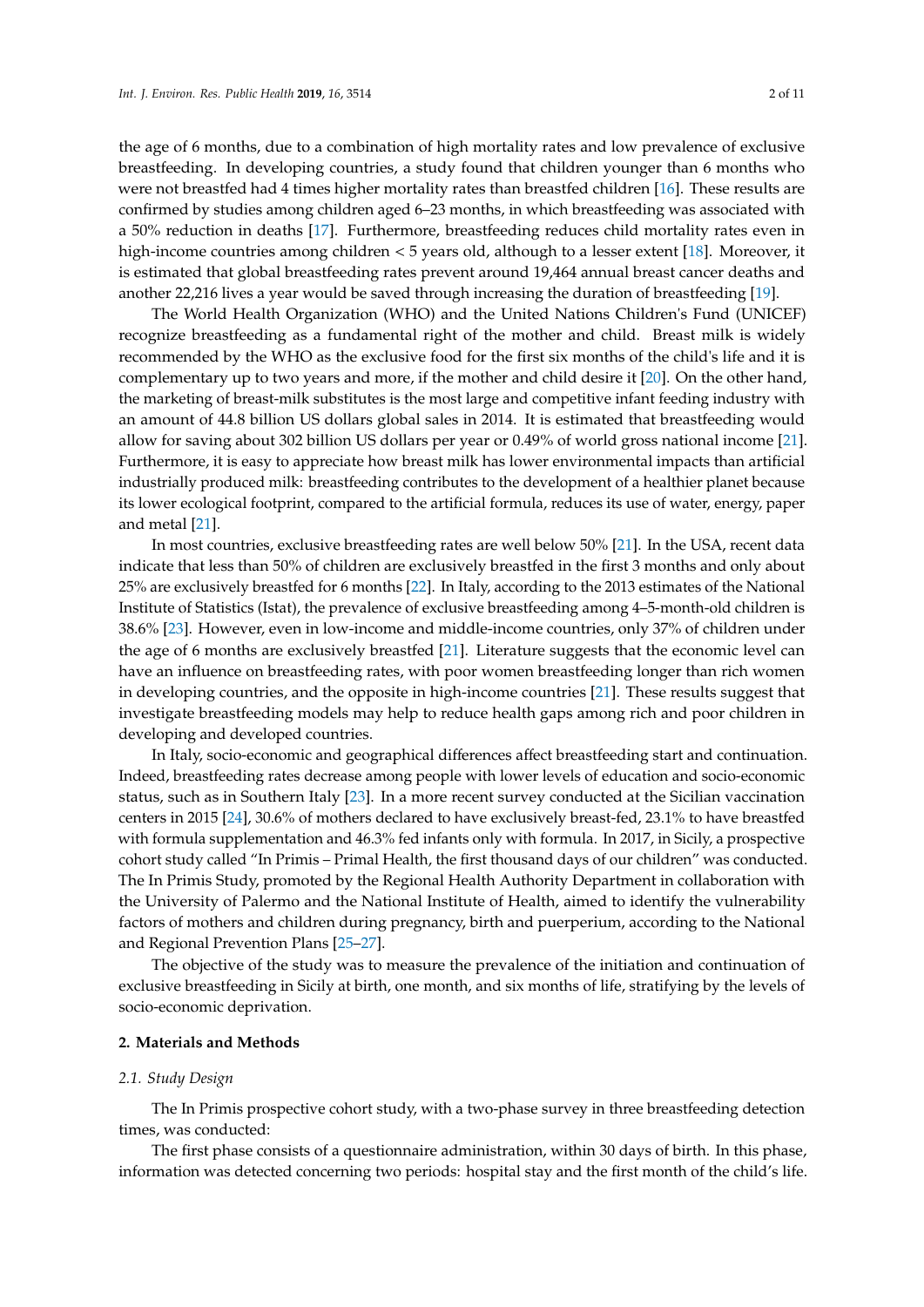the age of 6 months, due to a combination of high mortality rates and low prevalence of exclusive breastfeeding. In developing countries, a study found that children younger than 6 months who were not breastfed had 4 times higher mortality rates than breastfed children [16]. These results are confirmed by studies among children aged 6–23 months, in which breastfeeding was associated with a 50% reduction in deaths [17]. Furthermore, breastfeeding reduces child mortality rates even in high-income countries among children < 5 years old, although to a lesser extent [18]. Moreover, it is estimated that global breastfeeding rates prevent around 19,464 annual breast cancer deaths and another 22,216 lives a year would be saved through increasing the duration of breastfeeding [19].

The World Health Organization (WHO) and the United Nations Children's Fund (UNICEF) recognize breastfeeding as a fundamental right of the mother and child. Breast milk is widely recommended by the WHO as the exclusive food for the first six months of the child's life and it is complementary up to two years and more, if the mother and child desire it [20]. On the other hand, the marketing of breast-milk substitutes is the most large and competitive infant feeding industry with an amount of 44.8 billion US dollars global sales in 2014. It is estimated that breastfeeding would allow for saving about 302 billion US dollars per year or 0.49% of world gross national income [21]. Furthermore, it is easy to appreciate how breast milk has lower environmental impacts than artificial industrially produced milk: breastfeeding contributes to the development of a healthier planet because its lower ecological footprint, compared to the artificial formula, reduces its use of water, energy, paper and metal [21].

In most countries, exclusive breastfeeding rates are well below 50% [21]. In the USA, recent data indicate that less than 50% of children are exclusively breastfed in the first 3 months and only about 25% are exclusively breastfed for 6 months [22]. In Italy, according to the 2013 estimates of the National Institute of Statistics (Istat), the prevalence of exclusive breastfeeding among 4–5-month-old children is 38.6% [23]. However, even in low-income and middle-income countries, only 37% of children under the age of 6 months are exclusively breastfed [21]. Literature suggests that the economic level can have an influence on breastfeeding rates, with poor women breastfeeding longer than rich women in developing countries, and the opposite in high-income countries [21]. These results suggest that investigate breastfeeding models may help to reduce health gaps among rich and poor children in developing and developed countries.

In Italy, socio-economic and geographical differences affect breastfeeding start and continuation. Indeed, breastfeeding rates decrease among people with lower levels of education and socio-economic status, such as in Southern Italy [23]. In a more recent survey conducted at the Sicilian vaccination centers in 2015 [24], 30.6% of mothers declared to have exclusively breast-fed, 23.1% to have breastfed with formula supplementation and 46.3% fed infants only with formula. In 2017, in Sicily, a prospective cohort study called "In Primis – Primal Health, the first thousand days of our children" was conducted. The In Primis Study, promoted by the Regional Health Authority Department in collaboration with the University of Palermo and the National Institute of Health, aimed to identify the vulnerability factors of mothers and children during pregnancy, birth and puerperium, according to the National and Regional Prevention Plans [25–27].

The objective of the study was to measure the prevalence of the initiation and continuation of exclusive breastfeeding in Sicily at birth, one month, and six months of life, stratifying by the levels of socio-economic deprivation.

## 2. Materials and Methods

### *2.1. Study Design*

The In Primis prospective cohort study, with a two-phase survey in three breastfeeding detection times, was conducted:

The first phase consists of a questionnaire administration, within 30 days of birth. In this phase, information was detected concerning two periods: hospital stay and the first month of the child's life.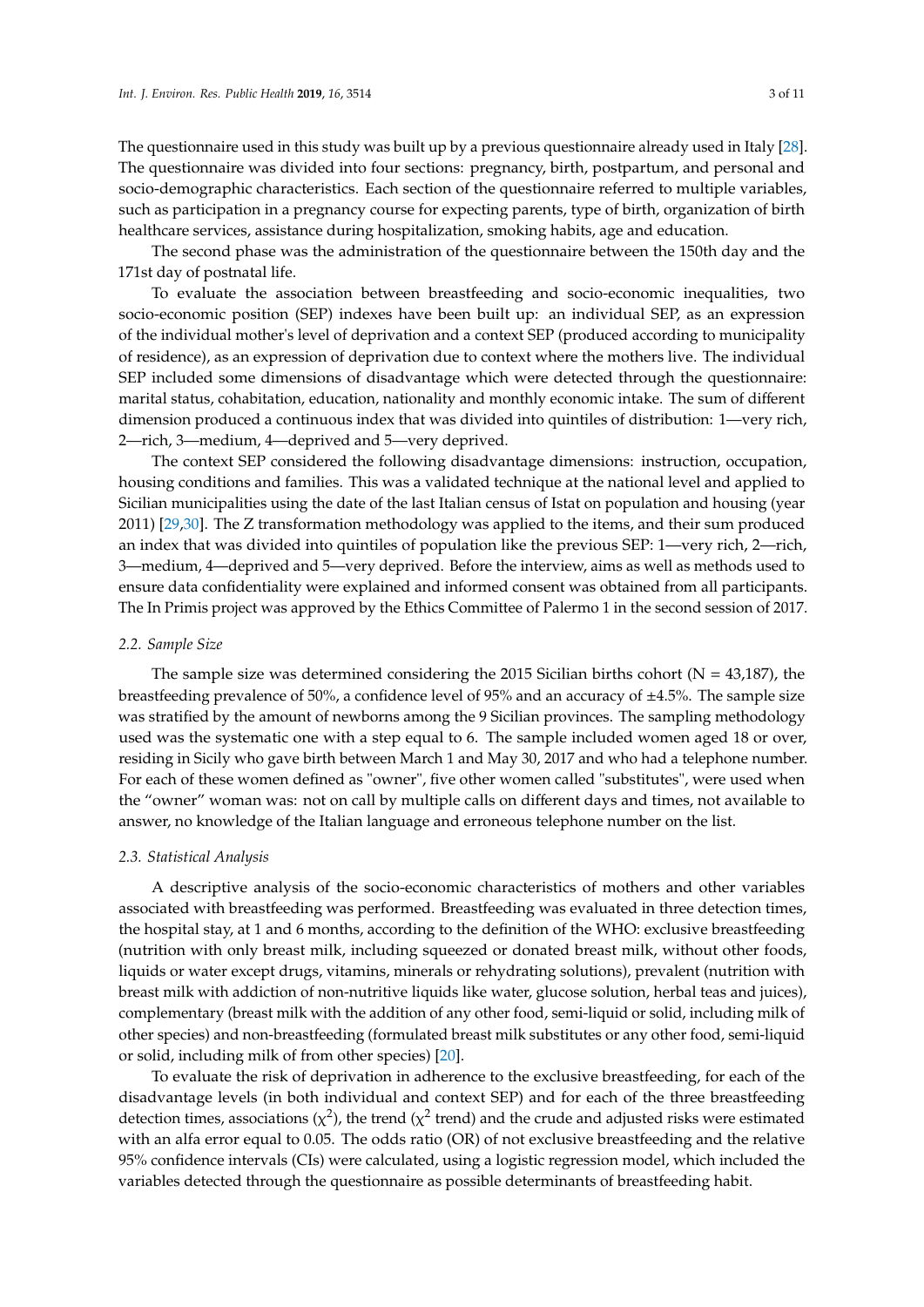The questionnaire used in this study was built up by a previous questionnaire already used in Italy [28]. The questionnaire was divided into four sections: pregnancy, birth, postpartum, and personal and socio-demographic characteristics. Each section of the questionnaire referred to multiple variables, such as participation in a pregnancy course for expecting parents, type of birth, organization of birth healthcare services, assistance during hospitalization, smoking habits, age and education.

The second phase was the administration of the questionnaire between the 150th day and the 171st day of postnatal life.

To evaluate the association between breastfeeding and socio-economic inequalities, two socio-economic position (SEP) indexes have been built up: an individual SEP, as an expression of the individual mother's level of deprivation and a context SEP (produced according to municipality of residence), as an expression of deprivation due to context where the mothers live. The individual SEP included some dimensions of disadvantage which were detected through the questionnaire: marital status, cohabitation, education, nationality and monthly economic intake. The sum of different dimension produced a continuous index that was divided into quintiles of distribution: 1—very rich, 2—rich, 3—medium, 4—deprived and 5—very deprived.

The context SEP considered the following disadvantage dimensions: instruction, occupation, housing conditions and families. This was a validated technique at the national level and applied to Sicilian municipalities using the date of the last Italian census of Istat on population and housing (year 2011) [29,30]. The Z transformation methodology was applied to the items, and their sum produced an index that was divided into quintiles of population like the previous SEP: 1—very rich, 2—rich, 3—medium, 4—deprived and 5—very deprived. Before the interview, aims as well as methods used to ensure data confidentiality were explained and informed consent was obtained from all participants. The In Primis project was approved by the Ethics Committee of Palermo 1 in the second session of 2017.

### *2.2. Sample Size*

The sample size was determined considering the 2015 Sicilian births cohort (N = 43,187), the breastfeeding prevalence of 50%, a confidence level of 95% and an accuracy of ±4.5%. The sample size was stratified by the amount of newborns among the 9 Sicilian provinces. The sampling methodology used was the systematic one with a step equal to 6. The sample included women aged 18 or over, residing in Sicily who gave birth between March 1 and May 30, 2017 and who had a telephone number. For each of these women defined as "owner", five other women called "substitutes", were used when the "owner" woman was: not on call by multiple calls on different days and times, not available to answer, no knowledge of the Italian language and erroneous telephone number on the list.

### *2.3. Statistical Analysis*

A descriptive analysis of the socio-economic characteristics of mothers and other variables associated with breastfeeding was performed. Breastfeeding was evaluated in three detection times, the hospital stay, at 1 and 6 months, according to the definition of the WHO: exclusive breastfeeding (nutrition with only breast milk, including squeezed or donated breast milk, without other foods, liquids or water except drugs, vitamins, minerals or rehydrating solutions), prevalent (nutrition with breast milk with addiction of non-nutritive liquids like water, glucose solution, herbal teas and juices), complementary (breast milk with the addition of any other food, semi-liquid or solid, including milk of other species) and non-breastfeeding (formulated breast milk substitutes or any other food, semi-liquid or solid, including milk of from other species) [20].

To evaluate the risk of deprivation in adherence to the exclusive breastfeeding, for each of the disadvantage levels (in both individual and context SEP) and for each of the three breastfeeding detection times, associations ($\chi^2$), the trend ($\chi^2$ trend) and the crude and adjusted risks were estimated with an alfa error equal to 0.05. The odds ratio (OR) of not exclusive breastfeeding and the relative 95% confidence intervals (CIs) were calculated, using a logistic regression model, which included the variables detected through the questionnaire as possible determinants of breastfeeding habit.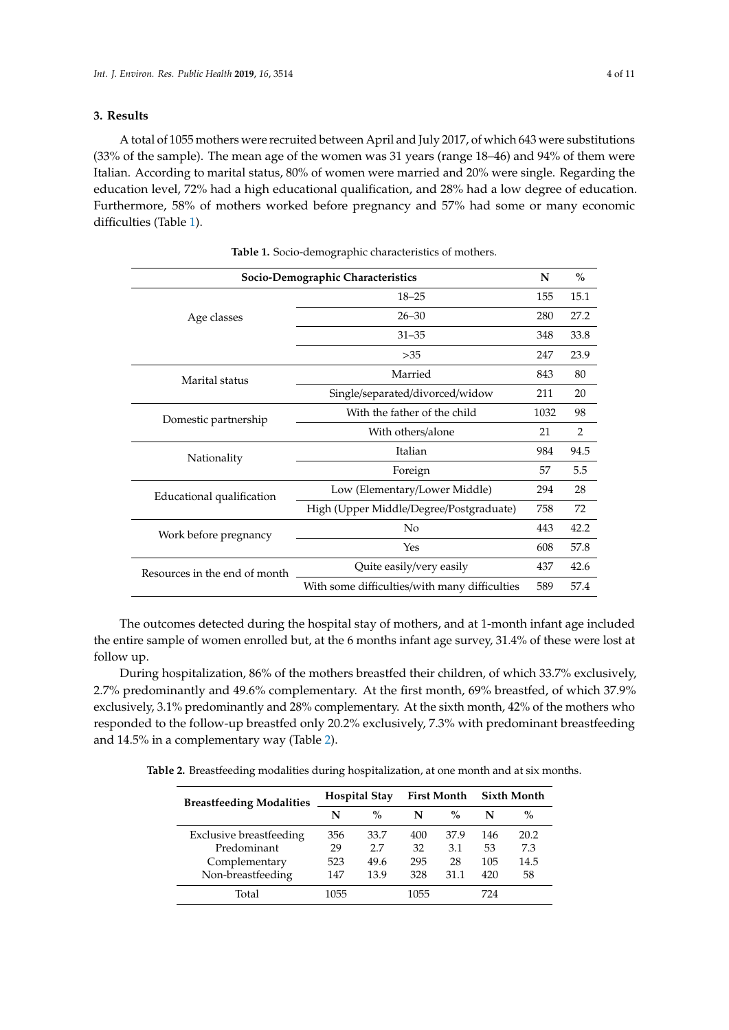## 3. Results

A total of 1055 mothers were recruited between April and July 2017, of which 643 were substitutions (33% of the sample). The mean age of the women was 31 years (range 18–46) and 94% of them were Italian. According to marital status, 80% of women were married and 20% were single. Regarding the education level, 72% had a high educational qualification, and 28% had a low degree of education. Furthermore, 58% of mothers worked before pregnancy and 57% had some or many economic difficulties (Table 1).

**Table 1.** Socio-demographic characteristics of mothers.

| Socio-Demographic Characteristics | | N | % |
|---|---|---|---|
| Age classes | 18–25 | 155 | 15.1 |
| | 26–30 | 280 | 27.2 |
| | 31–35 | 348 | 33.8 |
| | >35 | 247 | 23.9 |
| Marital status | Married | 843 | 80 |
| | Single/separated/divorced/widow | 211 | 20 |
| Domestic partnership | With the father of the child | 1032 | 98 |
| | With others/alone | 21 | 2 |
| Nationality | Italian | 984 | 94.5 |
| | Foreign | 57 | 5.5 |
| Educational qualification | Low (Elementary/Lower Middle) | 294 | 28 |
| | High (Upper Middle/Degree/Postgraduate) | 758 | 72 |
| Work before pregnancy | No | 443 | 42.2 |
| | Yes | 608 | 57.8 |
| Resources in the end of month | Quite easily/very easily | 437 | 42.6 |
| | With some difficulties/with many difficulties | 589 | 57.4 |

The outcomes detected during the hospital stay of mothers, and at 1-month infant age included the entire sample of women enrolled but, at the 6 months infant age survey, 31.4% of these were lost at follow up.

During hospitalization, 86% of the mothers breastfed their children, of which 33.7% exclusively, 2.7% predominantly and 49.6% complementary. At the first month, 69% breastfed, of which 37.9% exclusively, 3.1% predominantly and 28% complementary. At the sixth month, 42% of the mothers who responded to the follow-up breastfed only 20.2% exclusively, 7.3% with predominant breastfeeding and 14.5% in a complementary way (Table 2).

**Table 2.** Breastfeeding modalities during hospitalization, at one month and at six months.

| Breastfeeding Modalities | Hospital Stay | | First Month | | Sixth Month | |
|---|---|---|---|---|---|---|
| | N | % | N | % | N | % |
| Exclusive breastfeeding | 356 | 33.7 | 400 | 37.9 | 146 | 20.2 |
| Predominant | 29 | 2.7 | 32 | 3.1 | 53 | 7.3 |
| Complementary | 523 | 49.6 | 295 | 28 | 105 | 14.5 |
| Non-breastfeeding | 147 | 13.9 | 328 | 31.1 | 420 | 58 |
| Total | 1055 | | 1055 | | 724 | |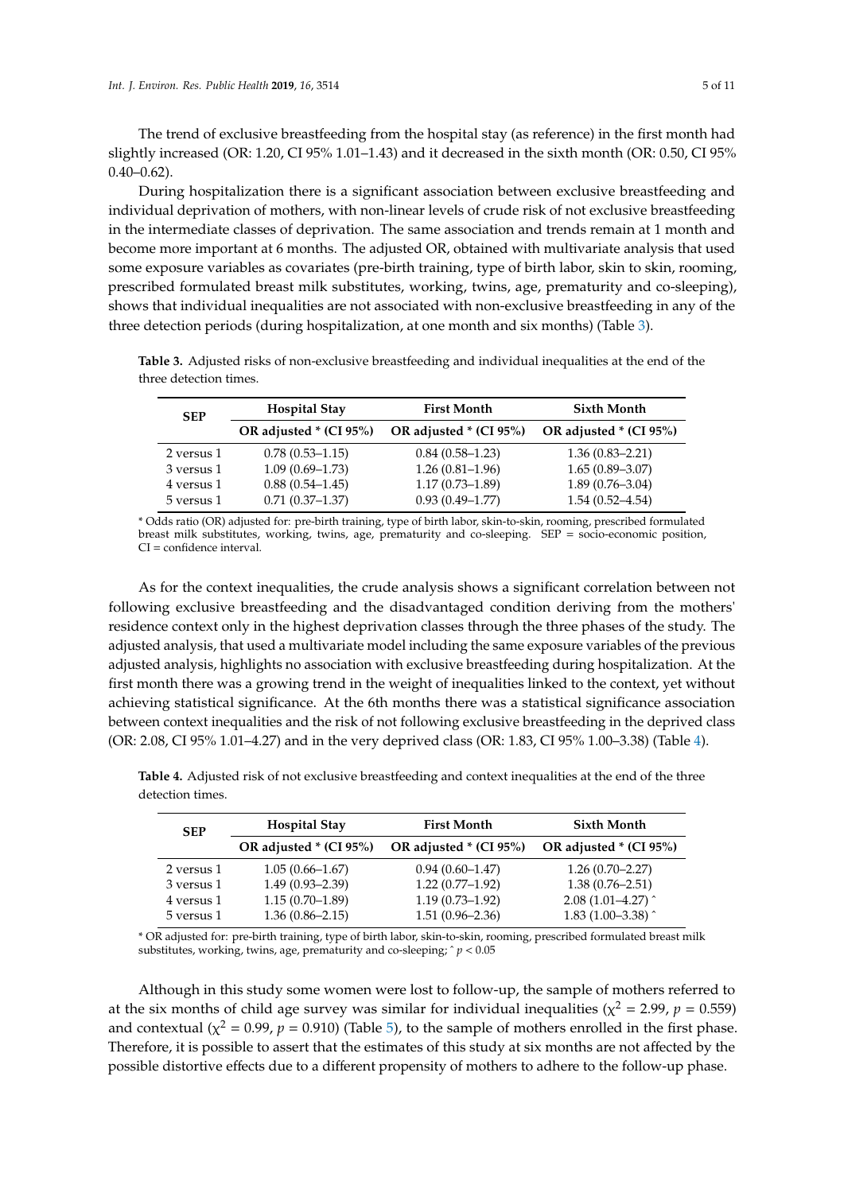The trend of exclusive breastfeeding from the hospital stay (as reference) in the first month had slightly increased (OR: 1.20, CI 95% 1.01–1.43) and it decreased in the sixth month (OR: 0.50, CI 95% 0.40–0.62).

During hospitalization there is a significant association between exclusive breastfeeding and individual deprivation of mothers, with non-linear levels of crude risk of not exclusive breastfeeding in the intermediate classes of deprivation. The same association and trends remain at 1 month and become more important at 6 months. The adjusted OR, obtained with multivariate analysis that used some exposure variables as covariates (pre-birth training, type of birth labor, skin to skin, rooming, prescribed formulated breast milk substitutes, working, twins, age, prematurity and co-sleeping), shows that individual inequalities are not associated with non-exclusive breastfeeding in any of the three detection periods (during hospitalization, at one month and six months) (Table 3).

**Table 3.** Adjusted risks of non-exclusive breastfeeding and individual inequalities at the end of the three detection times.

| SEP | Hospital Stay | First Month | Sixth Month |
|---|---|---|---|
| | OR adjusted * (CI 95%) | OR adjusted * (CI 95%) | OR adjusted * (CI 95%) |
| 2 versus 1 | 0.78 (0.53–1.15) | 0.84 (0.58–1.23) | 1.36 (0.83–2.21) |
| 3 versus 1 | 1.09 (0.69–1.73) | 1.26 (0.81–1.96) | 1.65 (0.89–3.07) |
| 4 versus 1 | 0.88 (0.54–1.45) | 1.17 (0.73–1.89) | 1.89 (0.76–3.04) |
| 5 versus 1 | 0.71 (0.37–1.37) | 0.93 (0.49–1.77) | 1.54 (0.52–4.54) |

\* Odds ratio (OR) adjusted for: pre-birth training, type of birth labor, skin-to-skin, rooming, prescribed formulated breast milk substitutes, working, twins, age, prematurity and co-sleeping. SEP = socio-economic position, CI = confidence interval.

As for the context inequalities, the crude analysis shows a significant correlation between not following exclusive breastfeeding and the disadvantaged condition deriving from the mothers' residence context only in the highest deprivation classes through the three phases of the study. The adjusted analysis, that used a multivariate model including the same exposure variables of the previous adjusted analysis, highlights no association with exclusive breastfeeding during hospitalization. At the first month there was a growing trend in the weight of inequalities linked to the context, yet without achieving statistical significance. At the 6th months there was a statistical significance association between context inequalities and the risk of not following exclusive breastfeeding in the deprived class (OR: 2.08, CI 95% 1.01–4.27) and in the very deprived class (OR: 1.83, CI 95% 1.00–3.38) (Table 4).

**Table 4.** Adjusted risk of not exclusive breastfeeding and context inequalities at the end of the three detection times.

| SEP | Hospital Stay | First Month | Sixth Month |
|---|---|---|---|
| | OR adjusted * (CI 95%) | OR adjusted * (CI 95%) | OR adjusted * (CI 95%) |
| 2 versus 1 | 1.05 (0.66–1.67) | 0.94 (0.60–1.47) | 1.26 (0.70–2.27) |
| 3 versus 1 | 1.49 (0.93–2.39) | 1.22 (0.77–1.92) | 1.38 (0.76–2.51) |
| 4 versus 1 | 1.15 (0.70–1.89) | 1.19 (0.73–1.92) | 2.08 (1.01–4.27) ^ |
| 5 versus 1 | 1.36 (0.86–2.15) | 1.51 (0.96–2.36) | 1.83 (1.00–3.38) ^ |

\* OR adjusted for: pre-birth training, type of birth labor, skin-to-skin, rooming, prescribed formulated breast milk substitutes, working, twins, age, prematurity and co-sleeping; ^ $p < 0.05$

Although in this study some women were lost to follow-up, the sample of mothers referred to at the six months of child age survey was similar for individual inequalities ($\chi^2 = 2.99$, $p = 0.559$) and contextual ($\chi^2 = 0.99$, $p = 0.910$) (Table 5), to the sample of mothers enrolled in the first phase. Therefore, it is possible to assert that the estimates of this study at six months are not affected by the possible distortive effects due to a different propensity of mothers to adhere to the follow-up phase.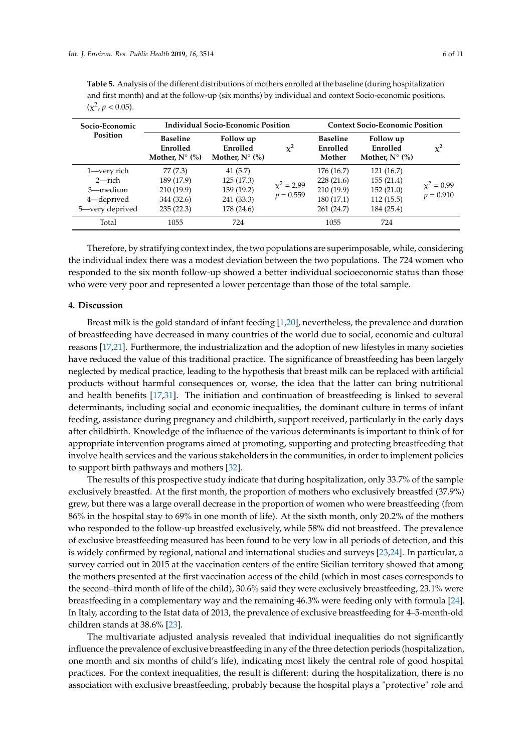**Table 5.** Analysis of the different distributions of mothers enrolled at the baseline (during hospitalization and first month) and at the follow-up (six months) by individual and context Socio-economic positions. ($\chi^2$, $p < 0.05$).

| Socio-Economic Position | Individual Socio-Economic Position | | | Context Socio-Economic Position | | |
|---|---|---|---|---|---|---|
| | Baseline Enrolled Mother, N° (%) | Follow up Enrolled Mother, N° (%) | $\chi^2$ | Baseline Enrolled Mother | Follow up Enrolled Mother, N° (%) | $\chi^2$ |
| 1—very rich | 77 (7.3) | 41 (5.7) | $\chi^2 = 2.99$ $p = 0.559$ | 176 (16.7) | 121 (16.7) | $\chi^2 = 0.99$ $p = 0.910$ |
| 2—rich | 189 (17.9) | 125 (17.3) | | 228 (21.6) | 155 (21.4) | |
| 3—medium | 210 (19.9) | 139 (19.2) | | 210 (19.9) | 152 (21.0) | |
| 4—deprived | 344 (32.6) | 241 (33.3) | | 180 (17.1) | 112 (15.5) | |
| 5—very deprived | 235 (22.3) | 178 (24.6) | | 261 (24.7) | 184 (25.4) | |
| Total | 1055 | 724 | | 1055 | 724 | |

Therefore, by stratifying context index, the two populations are superimposable, while, considering the individual index there was a modest deviation between the two populations. The 724 women who responded to the six month follow-up showed a better individual socioeconomic status than those who were very poor and represented a lower percentage than those of the total sample.

## 4. Discussion

Breast milk is the gold standard of infant feeding [1,20], nevertheless, the prevalence and duration of breastfeeding have decreased in many countries of the world due to social, economic and cultural reasons [17,21]. Furthermore, the industrialization and the adoption of new lifestyles in many societies have reduced the value of this traditional practice. The significance of breastfeeding has been largely neglected by medical practice, leading to the hypothesis that breast milk can be replaced with artificial products without harmful consequences or, worse, the idea that the latter can bring nutritional and health benefits [17,31]. The initiation and continuation of breastfeeding is linked to several determinants, including social and economic inequalities, the dominant culture in terms of infant feeding, assistance during pregnancy and childbirth, support received, particularly in the early days after childbirth. Knowledge of the influence of the various determinants is important to think of for appropriate intervention programs aimed at promoting, supporting and protecting breastfeeding that involve health services and the various stakeholders in the communities, in order to implement policies to support birth pathways and mothers [32].

The results of this prospective study indicate that during hospitalization, only 33.7% of the sample exclusively breastfed. At the first month, the proportion of mothers who exclusively breastfed (37.9%) grew, but there was a large overall decrease in the proportion of women who were breastfeeding (from 86% in the hospital stay to 69% in one month of life). At the sixth month, only 20.2% of the mothers who responded to the follow-up breastfed exclusively, while 58% did not breastfeed. The prevalence of exclusive breastfeeding measured has been found to be very low in all periods of detection, and this is widely confirmed by regional, national and international studies and surveys [23,24]. In particular, a survey carried out in 2015 at the vaccination centers of the entire Sicilian territory showed that among the mothers presented at the first vaccination access of the child (which in most cases corresponds to the second–third month of life of the child), 30.6% said they were exclusively breastfeeding, 23.1% were breastfeeding in a complementary way and the remaining 46.3% were feeding only with formula [24]. In Italy, according to the Istat data of 2013, the prevalence of exclusive breastfeeding for 4–5-month-old children stands at 38.6% [23].

The multivariate adjusted analysis revealed that individual inequalities do not significantly influence the prevalence of exclusive breastfeeding in any of the three detection periods (hospitalization, one month and six months of child's life), indicating most likely the central role of good hospital practices. For the context inequalities, the result is different: during the hospitalization, there is no association with exclusive breastfeeding, probably because the hospital plays a "protective" role and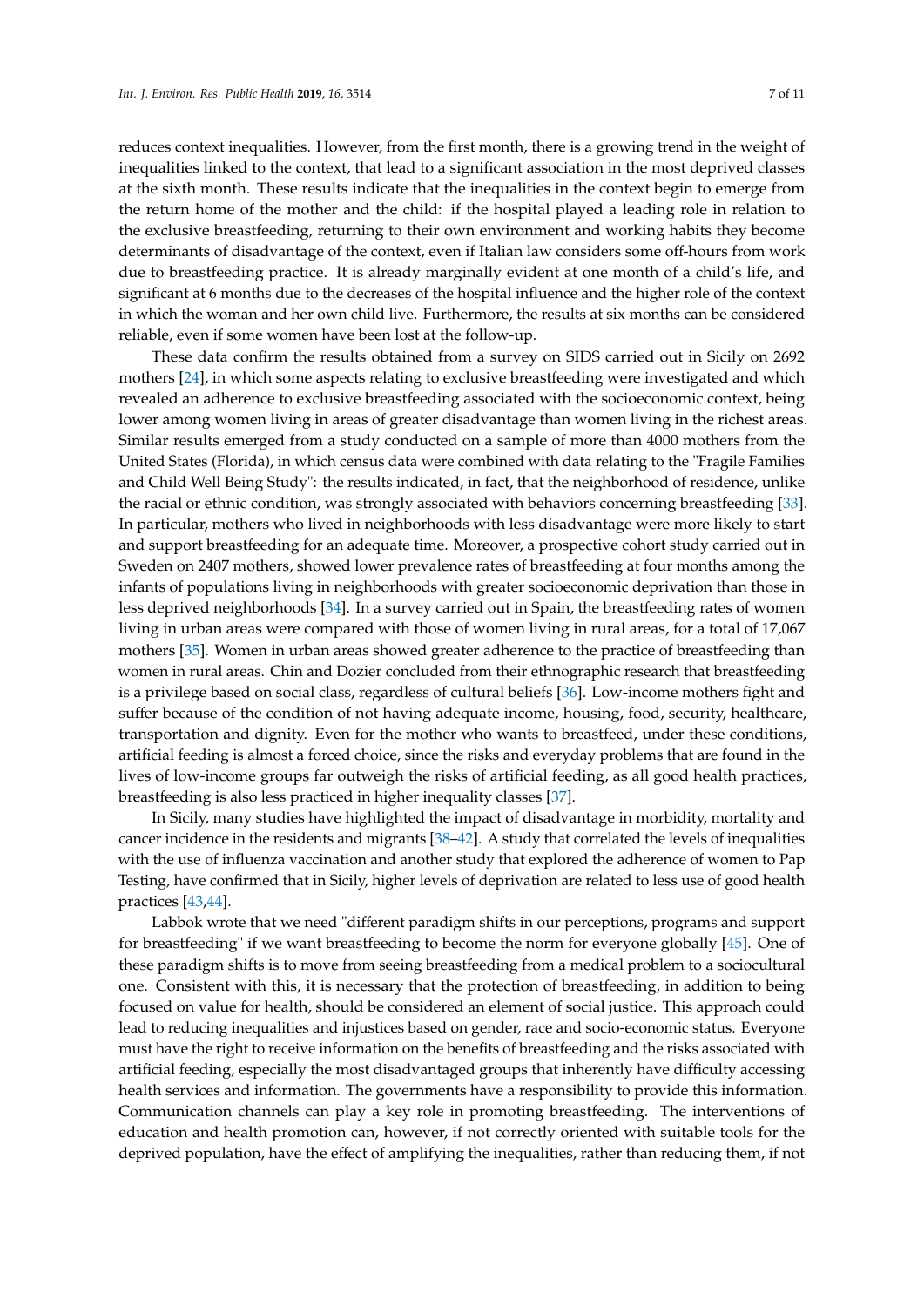reduces context inequalities. However, from the first month, there is a growing trend in the weight of inequalities linked to the context, that lead to a significant association in the most deprived classes at the sixth month. These results indicate that the inequalities in the context begin to emerge from the return home of the mother and the child: if the hospital played a leading role in relation to the exclusive breastfeeding, returning to their own environment and working habits they become determinants of disadvantage of the context, even if Italian law considers some off-hours from work due to breastfeeding practice. It is already marginally evident at one month of a child's life, and significant at 6 months due to the decreases of the hospital influence and the higher role of the context in which the woman and her own child live. Furthermore, the results at six months can be considered reliable, even if some women have been lost at the follow-up.

These data confirm the results obtained from a survey on SIDS carried out in Sicily on 2692 mothers [24], in which some aspects relating to exclusive breastfeeding were investigated and which revealed an adherence to exclusive breastfeeding associated with the socioeconomic context, being lower among women living in areas of greater disadvantage than women living in the richest areas. Similar results emerged from a study conducted on a sample of more than 4000 mothers from the United States (Florida), in which census data were combined with data relating to the "Fragile Families and Child Well Being Study": the results indicated, in fact, that the neighborhood of residence, unlike the racial or ethnic condition, was strongly associated with behaviors concerning breastfeeding [33]. In particular, mothers who lived in neighborhoods with less disadvantage were more likely to start and support breastfeeding for an adequate time. Moreover, a prospective cohort study carried out in Sweden on 2407 mothers, showed lower prevalence rates of breastfeeding at four months among the infants of populations living in neighborhoods with greater socioeconomic deprivation than those in less deprived neighborhoods [34]. In a survey carried out in Spain, the breastfeeding rates of women living in urban areas were compared with those of women living in rural areas, for a total of 17,067 mothers [35]. Women in urban areas showed greater adherence to the practice of breastfeeding than women in rural areas. Chin and Dozier concluded from their ethnographic research that breastfeeding is a privilege based on social class, regardless of cultural beliefs [36]. Low-income mothers fight and suffer because of the condition of not having adequate income, housing, food, security, healthcare, transportation and dignity. Even for the mother who wants to breastfeed, under these conditions, artificial feeding is almost a forced choice, since the risks and everyday problems that are found in the lives of low-income groups far outweigh the risks of artificial feeding, as all good health practices, breastfeeding is also less practiced in higher inequality classes [37].

In Sicily, many studies have highlighted the impact of disadvantage in morbidity, mortality and cancer incidence in the residents and migrants [38–42]. A study that correlated the levels of inequalities with the use of influenza vaccination and another study that explored the adherence of women to Pap Testing, have confirmed that in Sicily, higher levels of deprivation are related to less use of good health practices [43,44].

Labbok wrote that we need "different paradigm shifts in our perceptions, programs and support for breastfeeding" if we want breastfeeding to become the norm for everyone globally [45]. One of these paradigm shifts is to move from seeing breastfeeding from a medical problem to a sociocultural one. Consistent with this, it is necessary that the protection of breastfeeding, in addition to being focused on value for health, should be considered an element of social justice. This approach could lead to reducing inequalities and injustices based on gender, race and socio-economic status. Everyone must have the right to receive information on the benefits of breastfeeding and the risks associated with artificial feeding, especially the most disadvantaged groups that inherently have difficulty accessing health services and information. The governments have a responsibility to provide this information. Communication channels can play a key role in promoting breastfeeding. The interventions of education and health promotion can, however, if not correctly oriented with suitable tools for the deprived population, have the effect of amplifying the inequalities, rather than reducing them, if not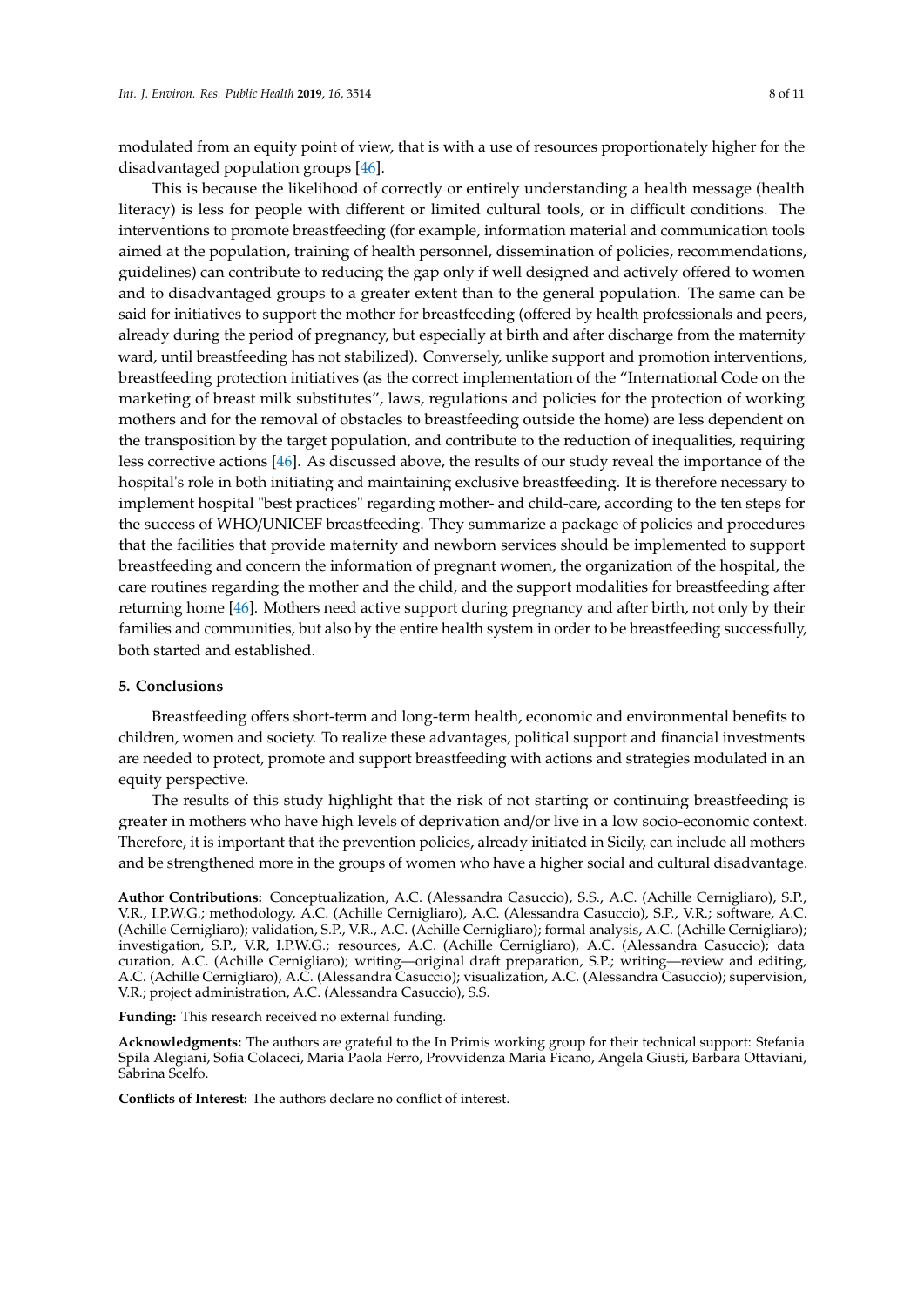modulated from an equity point of view, that is with a use of resources proportionately higher for the disadvantaged population groups [46].

This is because the likelihood of correctly or entirely understanding a health message (health literacy) is less for people with different or limited cultural tools, or in difficult conditions. The interventions to promote breastfeeding (for example, information material and communication tools aimed at the population, training of health personnel, dissemination of policies, recommendations, guidelines) can contribute to reducing the gap only if well designed and actively offered to women and to disadvantaged groups to a greater extent than to the general population. The same can be said for initiatives to support the mother for breastfeeding (offered by health professionals and peers, already during the period of pregnancy, but especially at birth and after discharge from the maternity ward, until breastfeeding has not stabilized). Conversely, unlike support and promotion interventions, breastfeeding protection initiatives (as the correct implementation of the "International Code on the marketing of breast milk substitutes", laws, regulations and policies for the protection of working mothers and for the removal of obstacles to breastfeeding outside the home) are less dependent on the transposition by the target population, and contribute to the reduction of inequalities, requiring less corrective actions [46]. As discussed above, the results of our study reveal the importance of the hospital's role in both initiating and maintaining exclusive breastfeeding. It is therefore necessary to implement hospital "best practices" regarding mother- and child-care, according to the ten steps for the success of WHO/UNICEF breastfeeding. They summarize a package of policies and procedures that the facilities that provide maternity and newborn services should be implemented to support breastfeeding and concern the information of pregnant women, the organization of the hospital, the care routines regarding the mother and the child, and the support modalities for breastfeeding after returning home [46]. Mothers need active support during pregnancy and after birth, not only by their families and communities, but also by the entire health system in order to be breastfeeding successfully, both started and established.

## 5. Conclusions

Breastfeeding offers short-term and long-term health, economic and environmental benefits to children, women and society. To realize these advantages, political support and financial investments are needed to protect, promote and support breastfeeding with actions and strategies modulated in an equity perspective.

The results of this study highlight that the risk of not starting or continuing breastfeeding is greater in mothers who have high levels of deprivation and/or live in a low socio-economic context. Therefore, it is important that the prevention policies, already initiated in Sicily, can include all mothers and be strengthened more in the groups of women who have a higher social and cultural disadvantage.

**Author Contributions:** Conceptualization, A.C. (Alessandra Casuccio), S.S., A.C. (Achille Cernigliaro), S.P., V.R., I.P.W.G.; methodology, A.C. (Achille Cernigliaro), A.C. (Alessandra Casuccio), S.P., V.R.; software, A.C. (Achille Cernigliaro); validation, S.P., V.R., A.C. (Achille Cernigliaro); formal analysis, A.C. (Achille Cernigliaro); investigation, S.P., V.R, I.P.W.G.; resources, A.C. (Achille Cernigliaro), A.C. (Alessandra Casuccio); data curation, A.C. (Achille Cernigliaro); writing—original draft preparation, S.P.; writing—review and editing, A.C. (Achille Cernigliaro), A.C. (Alessandra Casuccio); visualization, A.C. (Alessandra Casuccio); supervision, V.R.; project administration, A.C. (Alessandra Casuccio), S.S.

**Funding:** This research received no external funding.

**Acknowledgments:** The authors are grateful to the In Primis working group for their technical support: Stefania Spila Alegiani, Sofia Colaceci, Maria Paola Ferro, Provvidenza Maria Ficano, Angela Giusti, Barbara Ottaviani, Sabrina Scelfo.

**Conflicts of Interest:** The authors declare no conflict of interest.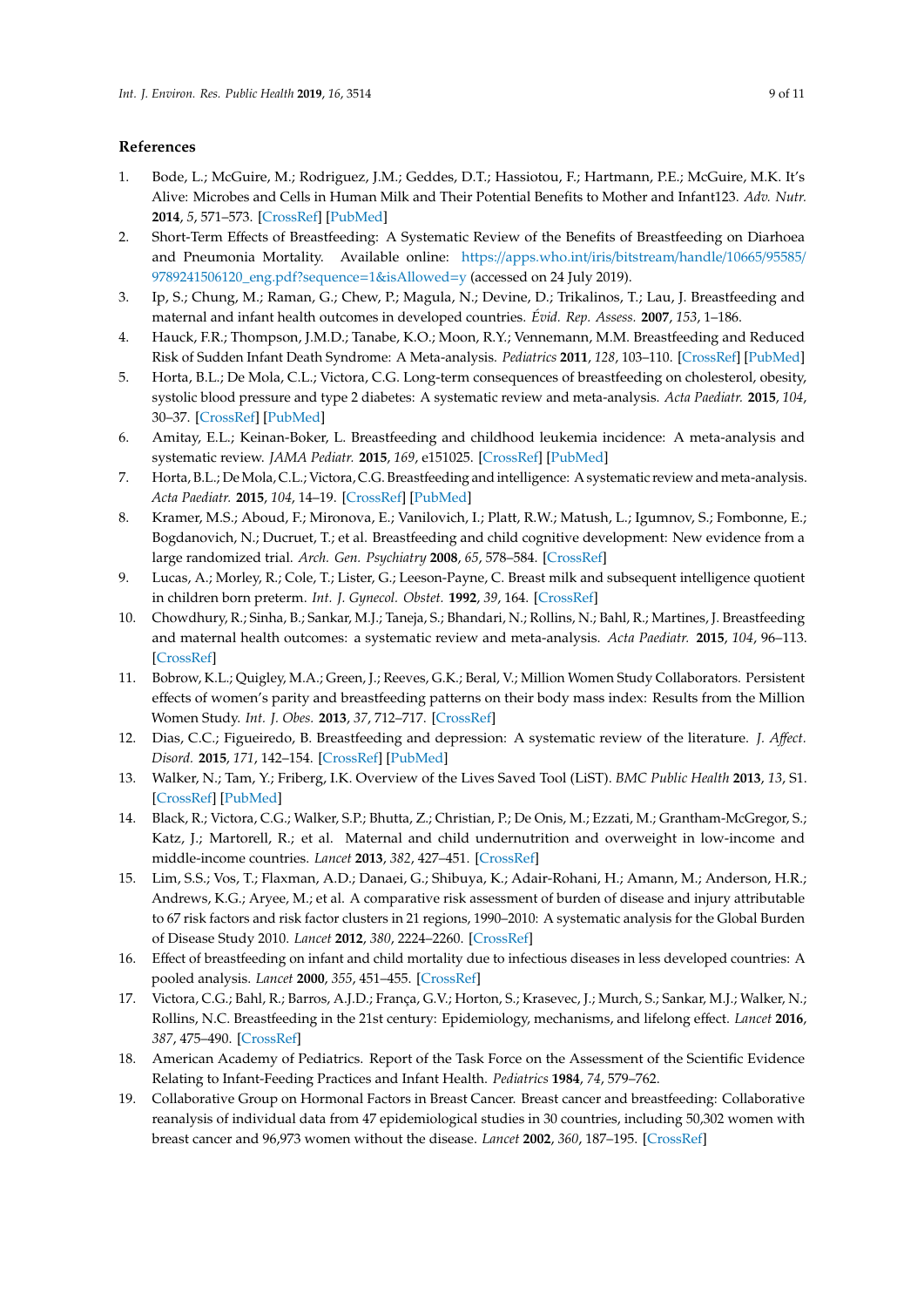## References

1. Bode, L.; McGuire, M.; Rodriguez, J.M.; Geddes, D.T.; Hassiotou, F.; Hartmann, P.E.; McGuire, M.K. It's Alive: Microbes and Cells in Human Milk and Their Potential Benefits to Mother and Infant123. *Adv. Nutr.* **2014**, *5*, 571–573. [CrossRef] [PubMed]
2. Short-Term Effects of Breastfeeding: A Systematic Review of the Benefits of Breastfeeding on Diarhoea and Pneumonia Mortality. Available online: https://apps.who.int/iris/bitstream/handle/10665/95585/9789241506120_eng.pdf?sequence=1&isAllowed=y (accessed on 24 July 2019).
3. Ip, S.; Chung, M.; Raman, G.; Chew, P.; Magula, N.; Devine, D.; Trikalinos, T.; Lau, J. Breastfeeding and maternal and infant health outcomes in developed countries. *Évid. Rep. Assess.* **2007**, *153*, 1–186.
4. Hauck, F.R.; Thompson, J.M.D.; Tanabe, K.O.; Moon, R.Y.; Vennemann, M.M. Breastfeeding and Reduced Risk of Sudden Infant Death Syndrome: A Meta-analysis. *Pediatrics* **2011**, *128*, 103–110. [CrossRef] [PubMed]
5. Horta, B.L.; De Mola, C.L.; Victora, C.G. Long-term consequences of breastfeeding on cholesterol, obesity, systolic blood pressure and type 2 diabetes: A systematic review and meta-analysis. *Acta Paediatr.* **2015**, *104*, 30–37. [CrossRef] [PubMed]
6. Amitay, E.L.; Keinan-Boker, L. Breastfeeding and childhood leukemia incidence: A meta-analysis and systematic review. *JAMA Pediatr.* **2015**, *169*, e151025. [CrossRef] [PubMed]
7. Horta, B.L.; De Mola, C.L.; Victora, C.G. Breastfeeding and intelligence: A systematic review and meta-analysis. *Acta Paediatr.* **2015**, *104*, 14–19. [CrossRef] [PubMed]
8. Kramer, M.S.; Aboud, F.; Mironova, E.; Vanilovich, I.; Platt, R.W.; Matush, L.; Igumnov, S.; Fombonne, E.; Bogdanovich, N.; Ducruet, T.; et al. Breastfeeding and child cognitive development: New evidence from a large randomized trial. *Arch. Gen. Psychiatry* **2008**, *65*, 578–584. [CrossRef]
9. Lucas, A.; Morley, R.; Cole, T.; Lister, G.; Leeson-Payne, C. Breast milk and subsequent intelligence quotient in children born preterm. *Int. J. Gynecol. Obstet.* **1992**, *39*, 164. [CrossRef]
10. Chowdhury, R.; Sinha, B.; Sankar, M.J.; Taneja, S.; Bhandari, N.; Rollins, N.; Bahl, R.; Martines, J. Breastfeeding and maternal health outcomes: a systematic review and meta-analysis. *Acta Paediatr.* **2015**, *104*, 96–113. [CrossRef]
11. Bobrow, K.L.; Quigley, M.A.; Green, J.; Reeves, G.K.; Beral, V.; Million Women Study Collaborators. Persistent effects of women's parity and breastfeeding patterns on their body mass index: Results from the Million Women Study. *Int. J. Obes.* **2013**, *37*, 712–717. [CrossRef]
12. Dias, C.C.; Figueiredo, B. Breastfeeding and depression: A systematic review of the literature. *J. Affect. Disord.* **2015**, *171*, 142–154. [CrossRef] [PubMed]
13. Walker, N.; Tam, Y.; Friberg, I.K. Overview of the Lives Saved Tool (LiST). *BMC Public Health* **2013**, *13*, S1. [CrossRef] [PubMed]
14. Black, R.; Victora, C.G.; Walker, S.P.; Bhutta, Z.; Christian, P.; De Onis, M.; Ezzati, M.; Grantham-McGregor, S.; Katz, J.; Martorell, R.; et al. Maternal and child undernutrition and overweight in low-income and middle-income countries. *Lancet* **2013**, *382*, 427–451. [CrossRef]
15. Lim, S.S.; Vos, T.; Flaxman, A.D.; Danaei, G.; Shibuya, K.; Adair-Rohani, H.; Amann, M.; Anderson, H.R.; Andrews, K.G.; Aryee, M.; et al. A comparative risk assessment of burden of disease and injury attributable to 67 risk factors and risk factor clusters in 21 regions, 1990–2010: A systematic analysis for the Global Burden of Disease Study 2010. *Lancet* **2012**, *380*, 2224–2260. [CrossRef]
16. Effect of breastfeeding on infant and child mortality due to infectious diseases in less developed countries: A pooled analysis. *Lancet* **2000**, *355*, 451–455. [CrossRef]
17. Victora, C.G.; Bahl, R.; Barros, A.J.D.; França, G.V.; Horton, S.; Krasevec, J.; Murch, S.; Sankar, M.J.; Walker, N.; Rollins, N.C. Breastfeeding in the 21st century: Epidemiology, mechanisms, and lifelong effect. *Lancet* **2016**, *387*, 475–490. [CrossRef]
18. American Academy of Pediatrics. Report of the Task Force on the Assessment of the Scientific Evidence Relating to Infant-Feeding Practices and Infant Health. *Pediatrics* **1984**, *74*, 579–762.
19. Collaborative Group on Hormonal Factors in Breast Cancer. Breast cancer and breastfeeding: Collaborative reanalysis of individual data from 47 epidemiological studies in 30 countries, including 50,302 women with breast cancer and 96,973 women without the disease. *Lancet* **2002**, *360*, 187–195. [CrossRef]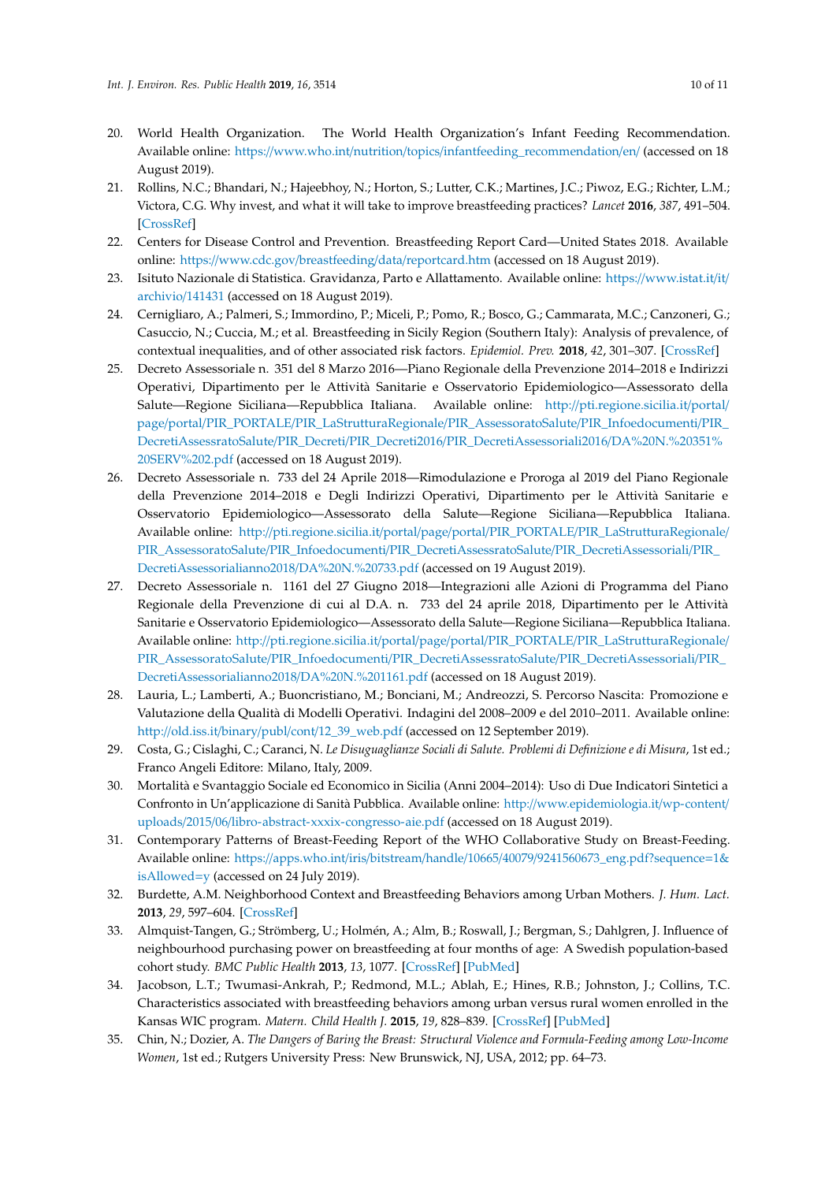20. World Health Organization. The World Health Organization's Infant Feeding Recommendation. Available online: https://www.who.int/nutrition/topics/infantfeeding_recommendation/en/ (accessed on 18 August 2019).
21. Rollins, N.C.; Bhandari, N.; Hajeebhoy, N.; Horton, S.; Lutter, C.K.; Martines, J.C.; Piwoz, E.G.; Richter, L.M.; Victora, C.G. Why invest, and what it will take to improve breastfeeding practices? *Lancet* **2016**, *387*, 491–504. [CrossRef]
22. Centers for Disease Control and Prevention. Breastfeeding Report Card—United States 2018. Available online: https://www.cdc.gov/breastfeeding/data/reportcard.htm (accessed on 18 August 2019).
23. Isituto Nazionale di Statistica. Gravidanza, Parto e Allattamento. Available online: https://www.istat.it/it/archivio/141431 (accessed on 18 August 2019).
24. Cernigliaro, A.; Palmeri, S.; Immordino, P.; Miceli, P.; Pomo, R.; Bosco, G.; Cammarata, M.C.; Canzoneri, G.; Casuccio, N.; Cuccia, M.; et al. Breastfeeding in Sicily Region (Southern Italy): Analysis of prevalence, of contextual inequalities, and of other associated risk factors. *Epidemiol. Prev.* **2018**, *42*, 301–307. [CrossRef]
25. Decreto Assessoriale n. 351 del 8 Marzo 2016—Piano Regionale della Prevenzione 2014–2018 e Indirizzi Operativi, Dipartimento per le Attività Sanitarie e Osservatorio Epidemiologico—Assessorato della Salute—Regione Siciliana—Repubblica Italiana. Available online: http://pti.regione.sicilia.it/portal/page/portal/PIR_PORTALE/PIR_LaStrutturaRegionale/PIR_AssessoratoSalute/PIR_Infoedocumenti/PIR_DecretiAssessratoSalute/PIR_Decreti/PIR_Decreti2016/PIR_DecretiAssessoriali2016/DA%20N.%20351%20SERV%202.pdf (accessed on 18 August 2019).
26. Decreto Assessoriale n. 733 del 24 Aprile 2018—Rimodulazione e Proroga al 2019 del Piano Regionale della Prevenzione 2014–2018 e Degli Indirizzi Operativi, Dipartimento per le Attività Sanitarie e Osservatorio Epidemiologico—Assessorato della Salute—Regione Siciliana—Repubblica Italiana. Available online: http://pti.regione.sicilia.it/portal/page/portal/PIR_PORTALE/PIR_LaStrutturaRegionale/PIR_AssessoratoSalute/PIR_Infoedocumenti/PIR_DecretiAssessratoSalute/PIR_DecretiAssessoriali/PIR_DecretiAssessorialianno2018/DA%20N.%20733.pdf (accessed on 19 August 2019).
27. Decreto Assessoriale n. 1161 del 27 Giugno 2018—Integrazioni alle Azioni di Programma del Piano Regionale della Prevenzione di cui al D.A. n. 733 del 24 aprile 2018, Dipartimento per le Attività Sanitarie e Osservatorio Epidemiologico—Assessorato della Salute—Regione Siciliana—Repubblica Italiana. Available online: http://pti.regione.sicilia.it/portal/page/portal/PIR_PORTALE/PIR_LaStrutturaRegionale/PIR_AssessoratoSalute/PIR_Infoedocumenti/PIR_DecretiAssessratoSalute/PIR_DecretiAssessoriali/PIR_DecretiAssessorialianno2018/DA%20N.%201161.pdf (accessed on 18 August 2019).
28. Lauria, L.; Lamberti, A.; Buoncristiano, M.; Bonciani, M.; Andreozzi, S. Percorso Nascita: Promozione e Valutazione della Qualità di Modelli Operativi. Indagini del 2008–2009 e del 2010–2011. Available online: http://old.iss.it/binary/publ/cont/12_39_web.pdf (accessed on 12 September 2019).
29. Costa, G.; Cislaghi, C.; Caranci, N. *Le Disuguaglianze Sociali di Salute. Problemi di Definizione e di Misura*, 1st ed.; Franco Angeli Editore: Milano, Italy, 2009.
30. Mortalità e Svantaggio Sociale ed Economico in Sicilia (Anni 2004–2014): Uso di Due Indicatori Sintetici a Confronto in Un'applicazione di Sanità Pubblica. Available online: http://www.epidemiologia.it/wp-content/uploads/2015/06/libro-abstract-xxxix-congresso-aie.pdf (accessed on 18 August 2019).
31. Contemporary Patterns of Breast-Feeding Report of the WHO Collaborative Study on Breast-Feeding. Available online: https://apps.who.int/iris/bitstream/handle/10665/40079/9241560673_eng.pdf?sequence=1&isAllowed=y (accessed on 24 July 2019).
32. Burdette, A.M. Neighborhood Context and Breastfeeding Behaviors among Urban Mothers. *J. Hum. Lact.* **2013**, *29*, 597–604. [CrossRef]
33. Almquist-Tangen, G.; Strömberg, U.; Holmén, A.; Alm, B.; Roswall, J.; Bergman, S.; Dahlgren, J. Influence of neighbourhood purchasing power on breastfeeding at four months of age: A Swedish population-based cohort study. *BMC Public Health* **2013**, *13*, 1077. [CrossRef] [PubMed]
34. Jacobson, L.T.; Twumasi-Ankrah, P.; Redmond, M.L.; Ablah, E.; Hines, R.B.; Johnston, J.; Collins, T.C. Characteristics associated with breastfeeding behaviors among urban versus rural women enrolled in the Kansas WIC program. *Matern. Child Health J.* **2015**, *19*, 828–839. [CrossRef] [PubMed]
35. Chin, N.; Dozier, A. *The Dangers of Baring the Breast: Structural Violence and Formula-Feeding among Low-Income Women*, 1st ed.; Rutgers University Press: New Brunswick, NJ, USA, 2012; pp. 64–73.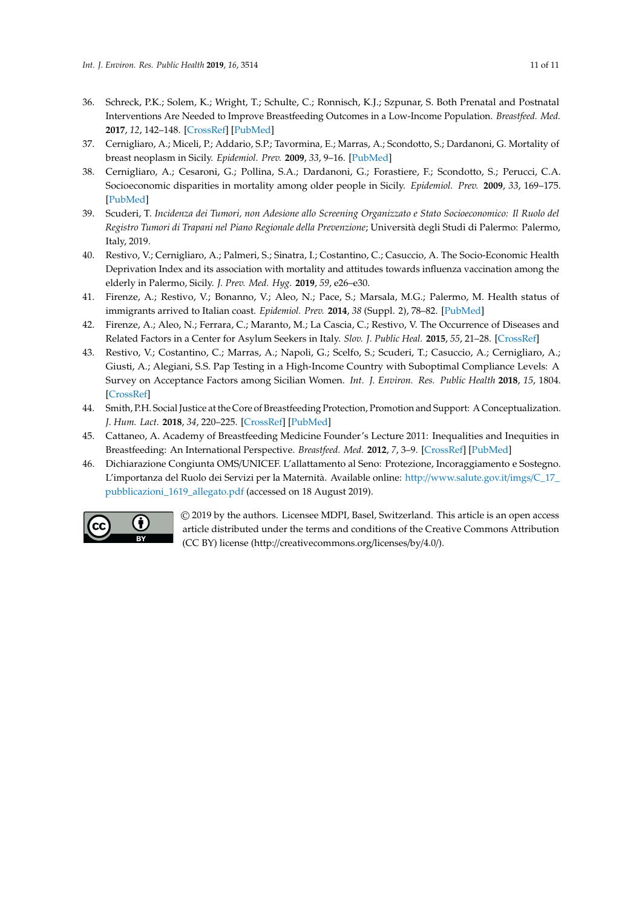36. Schreck, P.K.; Solem, K.; Wright, T.; Schulte, C.; Ronnisch, K.J.; Szpunar, S. Both Prenatal and Postnatal Interventions Are Needed to Improve Breastfeeding Outcomes in a Low-Income Population. *Breastfeed. Med.* **2017**, *12*, 142–148. [CrossRef] [PubMed]
37. Cernigliaro, A.; Miceli, P.; Addario, S.P.; Tavormina, E.; Marras, A.; Scondotto, S.; Dardanoni, G. Mortality of breast neoplasm in Sicily. *Epidemiol. Prev.* **2009**, *33*, 9–16. [PubMed]
38. Cernigliaro, A.; Cesaroni, G.; Pollina, S.A.; Dardanoni, G.; Forastiere, F.; Scondotto, S.; Perucci, C.A. Socioeconomic disparities in mortality among older people in Sicily. *Epidemiol. Prev.* **2009**, *33*, 169–175. [PubMed]
39. Scuderi, T. *Incidenza dei Tumori, non Adesione allo Screening Organizzato e Stato Socioeconomico: Il Ruolo del Registro Tumori di Trapani nel Piano Regionale della Prevenzione*; Università degli Studi di Palermo: Palermo, Italy, 2019.
40. Restivo, V.; Cernigliaro, A.; Palmeri, S.; Sinatra, I.; Costantino, C.; Casuccio, A. The Socio-Economic Health Deprivation Index and its association with mortality and attitudes towards influenza vaccination among the elderly in Palermo, Sicily. *J. Prev. Med. Hyg.* **2019**, *59*, e26–e30.
41. Firenze, A.; Restivo, V.; Bonanno, V.; Aleo, N.; Pace, S.; Marsala, M.G.; Palermo, M. Health status of immigrants arrived to Italian coast. *Epidemiol. Prev.* **2014**, *38* (Suppl. 2), 78–82. [PubMed]
42. Firenze, A.; Aleo, N.; Ferrara, C.; Maranto, M.; La Cascia, C.; Restivo, V. The Occurrence of Diseases and Related Factors in a Center for Asylum Seekers in Italy. *Slov. J. Public Heal.* **2015**, *55*, 21–28. [CrossRef]
43. Restivo, V.; Costantino, C.; Marras, A.; Napoli, G.; Scelfo, S.; Scuderi, T.; Casuccio, A.; Cernigliaro, A.; Giusti, A.; Alegiani, S.S. Pap Testing in a High-Income Country with Suboptimal Compliance Levels: A Survey on Acceptance Factors among Sicilian Women. *Int. J. Environ. Res. Public Health* **2018**, *15*, 1804. [CrossRef]
44. Smith, P.H. Social Justice at the Core of Breastfeeding Protection, Promotion and Support: A Conceptualization. *J. Hum. Lact.* **2018**, *34*, 220–225. [CrossRef] [PubMed]
45. Cattaneo, A. Academy of Breastfeeding Medicine Founder's Lecture 2011: Inequalities and Inequities in Breastfeeding: An International Perspective. *Breastfeed. Med.* **2012**, *7*, 3–9. [CrossRef] [PubMed]
46. Dichiarazione Congiunta OMS/UNICEF. L'allattamento al Seno: Protezione, Incoraggiamento e Sostegno. L'importanza del Ruolo dei Servizi per la Maternità. Available online: http://www.salute.gov.it/imgs/C_17_pubblicazioni_1619_allegato.pdf (accessed on 18 August 2019).

© 2019 by the authors. Licensee MDPI, Basel, Switzerland. This article is an open access article distributed under the terms and conditions of the Creative Commons Attribution (CC BY) license (http://creativecommons.org/licenses/by/4.0/).